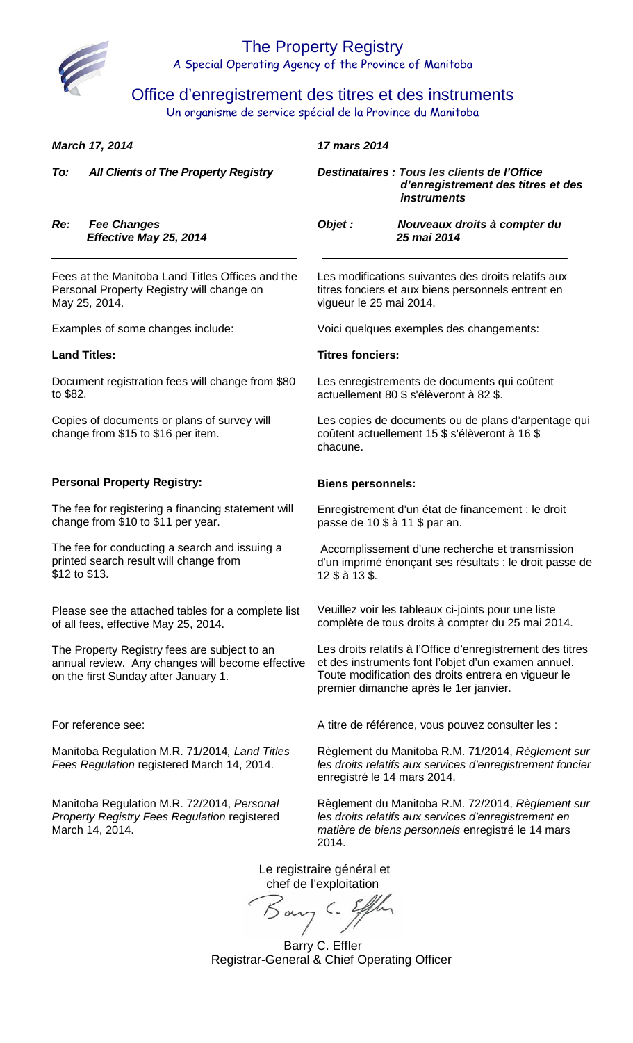# The Property Registry

A Special Operating Agency of the Province of Manitoba

# Office d'enregistrement des titres et des instruments

Un organisme de service spécial de la Province du Manitoba

***March 17, 2014***

***To: All Clients of The Property Registry***

***Re: Fee Changes Effective May 25, 2014***

Fees at the Manitoba Land Titles Offices and the Personal Property Registry will change on May 25, 2014.

Examples of some changes include:

**Land Titles:**

Document registration fees will change from $80 to $82.

Copies of documents or plans of survey will change from $15 to $16 per item.

**Personal Property Registry:**

The fee for registering a financing statement will change from $10 to $11 per year.

The fee for conducting a search and issuing a printed search result will change from $12 to $13.

Please see the attached tables for a complete list of all fees, effective May 25, 2014.

The Property Registry fees are subject to an annual review. Any changes will become effective on the first Sunday after January 1.

For reference see:

Manitoba Regulation M.R. 71/2014, *Land Titles Fees Regulation* registered March 14, 2014.

Manitoba Regulation M.R. 72/2014, *Personal Property Registry Fees Regulation* registered March 14, 2014.

***17 mars 2014***

***Destinataires : Tous les clients de l'Office d'enregistrement des titres et des instruments***

***Objet : Nouveaux droits à compter du 25 mai 2014***

Les modifications suivantes des droits relatifs aux titres fonciers et aux biens personnels entrent en vigueur le 25 mai 2014.

Voici quelques exemples des changements:

**Titres fonciers:**

Les enregistrements de documents qui coûtent actuellement 80 $ s'élèveront à 82 $.

Les copies de documents ou de plans d'arpentage qui coûtent actuellement 15 $ s'élèveront à 16 $ chacune.

**Biens personnels:**

Enregistrement d'un état de financement : le droit passe de 10 $ à 11 $ par an.

Accomplissement d'une recherche et transmission d'un imprimé énonçant ses résultats : le droit passe de 12 $ à 13 $.

Veuillez voir les tableaux ci-joints pour une liste complète de tous droits à compter du 25 mai 2014.

Les droits relatifs à l'Office d'enregistrement des titres et des instruments font l'objet d'un examen annuel. Toute modification des droits entrera en vigueur le premier dimanche après le 1er janvier.

A titre de référence, vous pouvez consulter les :

Règlement du Manitoba R.M. 71/2014, *Règlement sur les droits relatifs aux services d'enregistrement foncier* enregistré le 14 mars 2014.

Règlement du Manitoba R.M. 72/2014, *Règlement sur les droits relatifs aux services d'enregistrement en matière de biens personnels* enregistré le 14 mars 2014.

Le registraire général et chef de l'exploitation

Barry C. Effler
Registrar-General & Chief Operating Officer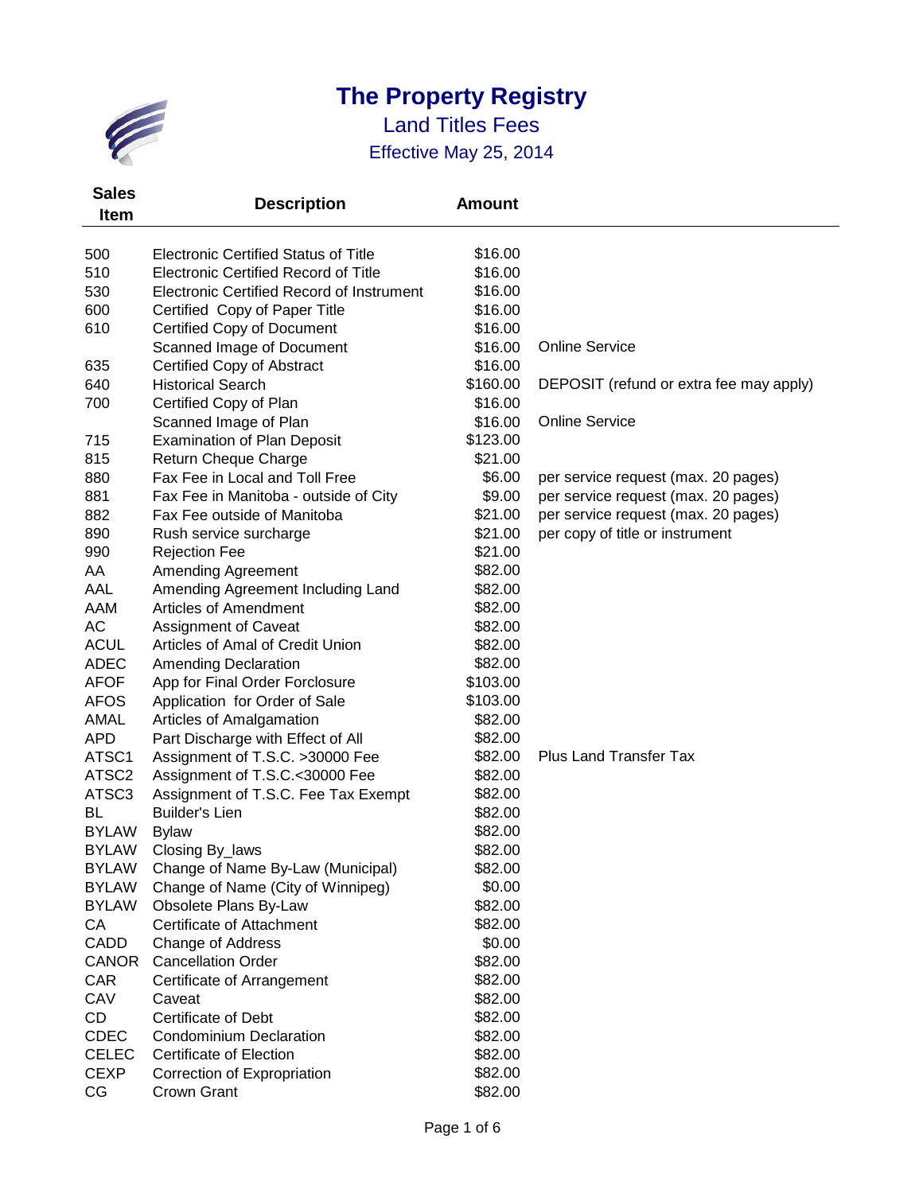# The Property Registry

## Land Titles Fees

### Effective May 25, 2014

| Sales Item | Description | Amount | |
|---|---|---|---|
| 500 | Electronic Certified Status of Title | $16.00 | |
| 510 | Electronic Certified Record of Title | $16.00 | |
| 530 | Electronic Certified Record of Instrument | $16.00 | |
| 600 | Certified Copy of Paper Title | $16.00 | |
| 610 | Certified Copy of Document | $16.00 | |
| | Scanned Image of Document | $16.00 | Online Service |
| 635 | Certified Copy of Abstract | $16.00 | |
| 640 | Historical Search | $160.00 | DEPOSIT (refund or extra fee may apply) |
| 700 | Certified Copy of Plan | $16.00 | |
| | Scanned Image of Plan | $16.00 | Online Service |
| 715 | Examination of Plan Deposit | $123.00 | |
| 815 | Return Cheque Charge | $21.00 | |
| 880 | Fax Fee in Local and Toll Free | $6.00 | per service request (max. 20 pages) |
| 881 | Fax Fee in Manitoba - outside of City | $9.00 | per service request (max. 20 pages) |
| 882 | Fax Fee outside of Manitoba | $21.00 | per service request (max. 20 pages) |
| 890 | Rush service surcharge | $21.00 | per copy of title or instrument |
| 990 | Rejection Fee | $21.00 | |
| AA | Amending Agreement | $82.00 | |
| AAL | Amending Agreement Including Land | $82.00 | |
| AAM | Articles of Amendment | $82.00 | |
| AC | Assignment of Caveat | $82.00 | |
| ACUL | Articles of Amal of Credit Union | $82.00 | |
| ADEC | Amending Declaration | $82.00 | |
| AFOF | App for Final Order Forclosure | $103.00 | |
| AFOS | Application for Order of Sale | $103.00 | |
| AMAL | Articles of Amalgamation | $82.00 | |
| APD | Part Discharge with Effect of All | $82.00 | |
| ATSC1 | Assignment of T.S.C. >30000 Fee | $82.00 | Plus Land Transfer Tax |
| ATSC2 | Assignment of T.S.C.<30000 Fee | $82.00 | |
| ATSC3 | Assignment of T.S.C. Fee Tax Exempt | $82.00 | |
| BL | Builder's Lien | $82.00 | |
| BYLAW | Bylaw | $82.00 | |
| BYLAW | Closing By_laws | $82.00 | |
| BYLAW | Change of Name By-Law (Municipal) | $82.00 | |
| BYLAW | Change of Name (City of Winnipeg) | $0.00 | |
| BYLAW | Obsolete Plans By-Law | $82.00 | |
| CA | Certificate of Attachment | $82.00 | |
| CADD | Change of Address | $0.00 | |
| CANOR | Cancellation Order | $82.00 | |
| CAR | Certificate of Arrangement | $82.00 | |
| CAV | Caveat | $82.00 | |
| CD | Certificate of Debt | $82.00 | |
| CDEC | Condominium Declaration | $82.00 | |
| CELEC | Certificate of Election | $82.00 | |
| CEXP | Correction of Expropriation | $82.00 | |
| CG | Crown Grant | $82.00 | |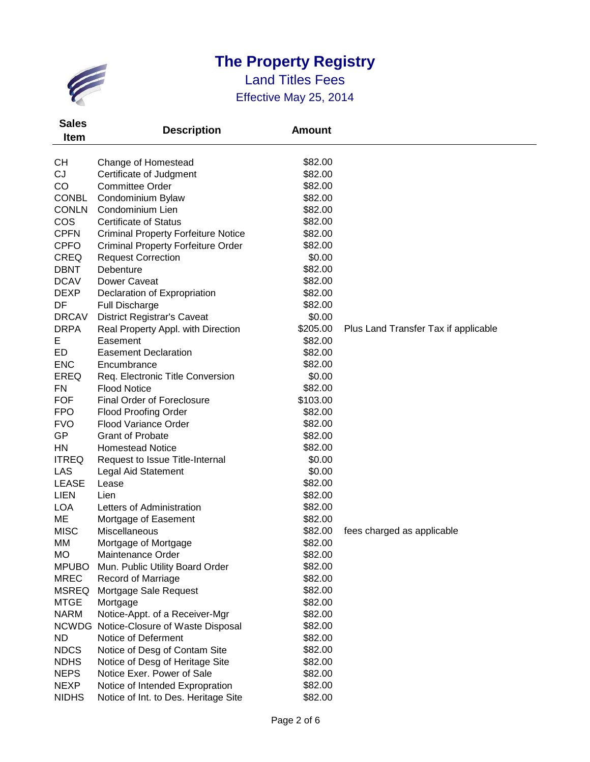# The Property Registry

## Land Titles Fees

### Effective May 25, 2014

| Sales Item | Description | Amount | |
|---|---|---|---|
| CH | Change of Homestead | $82.00 | |
| CJ | Certificate of Judgment | $82.00 | |
| CO | Committee Order | $82.00 | |
| CONBL | Condominium Bylaw | $82.00 | |
| CONLN | Condominium Lien | $82.00 | |
| COS | Certificate of Status | $82.00 | |
| CPFN | Criminal Property Forfeiture Notice | $82.00 | |
| CPFO | Criminal Property Forfeiture Order | $82.00 | |
| CREQ | Request Correction | $0.00 | |
| DBNT | Debenture | $82.00 | |
| DCAV | Dower Caveat | $82.00 | |
| DEXP | Declaration of Expropriation | $82.00 | |
| DF | Full Discharge | $82.00 | |
| DRCAV | District Registrar's Caveat | $0.00 | |
| DRPA | Real Property Appl. with Direction | $205.00 | Plus Land Transfer Tax if applicable |
| E | Easement | $82.00 | |
| ED | Easement Declaration | $82.00 | |
| ENC | Encumbrance | $82.00 | |
| EREQ | Req. Electronic Title Conversion | $0.00 | |
| FN | Flood Notice | $82.00 | |
| FOF | Final Order of Foreclosure | $103.00 | |
| FPO | Flood Proofing Order | $82.00 | |
| FVO | Flood Variance Order | $82.00 | |
| GP | Grant of Probate | $82.00 | |
| HN | Homestead Notice | $82.00 | |
| ITREQ | Request to Issue Title-Internal | $0.00 | |
| LAS | Legal Aid Statement | $0.00 | |
| LEASE | Lease | $82.00 | |
| LIEN | Lien | $82.00 | |
| LOA | Letters of Administration | $82.00 | |
| ME | Mortgage of Easement | $82.00 | |
| MISC | Miscellaneous | $82.00 | fees charged as applicable |
| MM | Mortgage of Mortgage | $82.00 | |
| MO | Maintenance Order | $82.00 | |
| MPUBO | Mun. Public Utility Board Order | $82.00 | |
| MREC | Record of Marriage | $82.00 | |
| MSREQ | Mortgage Sale Request | $82.00 | |
| MTGE | Mortgage | $82.00 | |
| NARM | Notice-Appt. of a Receiver-Mgr | $82.00 | |
| NCWDG | Notice-Closure of Waste Disposal | $82.00 | |
| ND | Notice of Deferment | $82.00 | |
| NDCS | Notice of Desg of Contam Site | $82.00 | |
| NDHS | Notice of Desg of Heritage Site | $82.00 | |
| NEPS | Notice Exer. Power of Sale | $82.00 | |
| NEXP | Notice of Intended Expropration | $82.00 | |
| NIDHS | Notice of Int. to Des. Heritage Site | $82.00 | |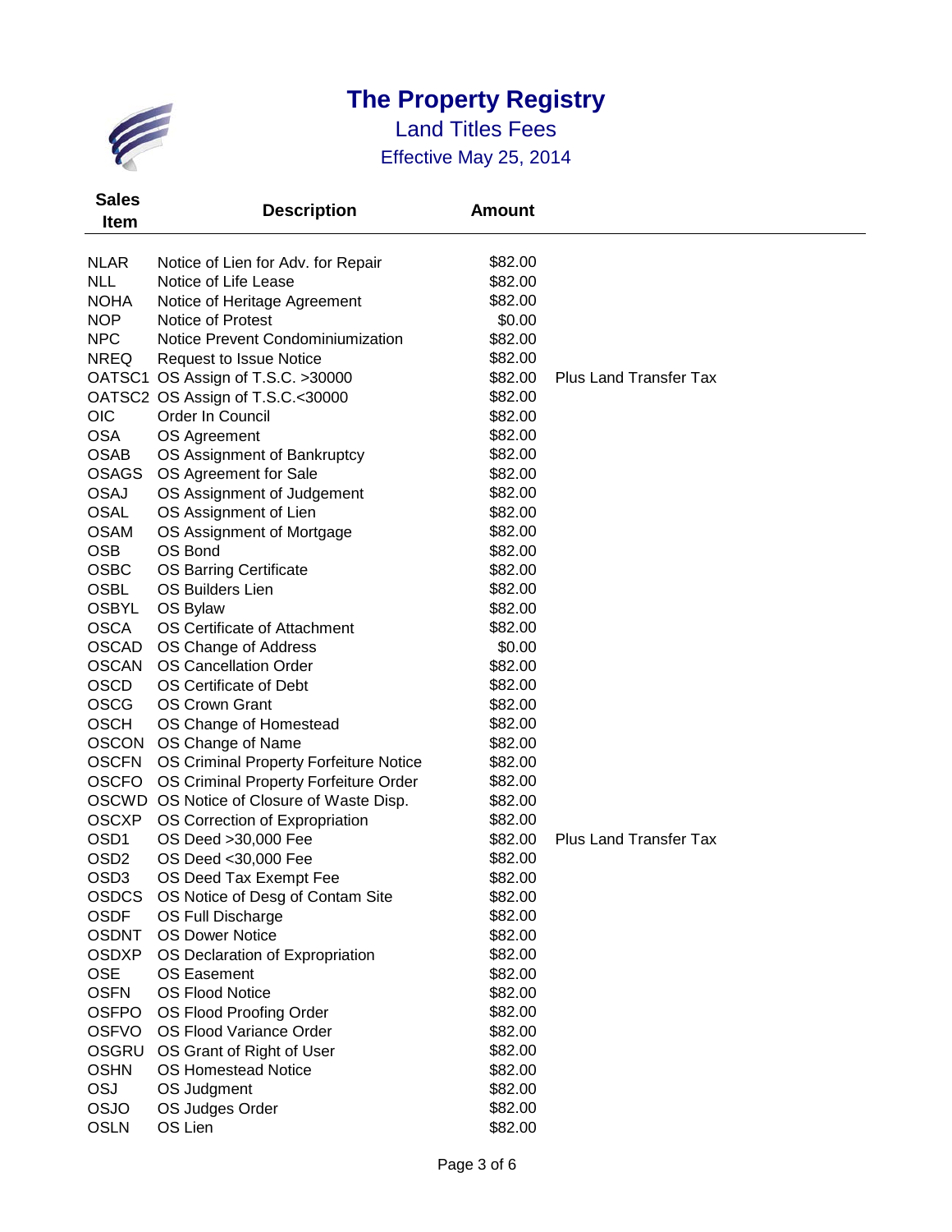# The Property Registry

## Land Titles Fees

### Effective May 25, 2014

| Sales Item | Description | Amount | |
|---|---|---|---|
| NLAR | Notice of Lien for Adv. for Repair | $82.00 | |
| NLL | Notice of Life Lease | $82.00 | |
| NOHA | Notice of Heritage Agreement | $82.00 | |
| NOP | Notice of Protest | $0.00 | |
| NPC | Notice Prevent Condominiumization | $82.00 | |
| NREQ | Request to Issue Notice | $82.00 | |
| OATSC1 | OS Assign of T.S.C. >30000 | $82.00 | Plus Land Transfer Tax |
| OATSC2 | OS Assign of T.S.C.<30000 | $82.00 | |
| OIC | Order In Council | $82.00 | |
| OSA | OS Agreement | $82.00 | |
| OSAB | OS Assignment of Bankruptcy | $82.00 | |
| OSAGS | OS Agreement for Sale | $82.00 | |
| OSAJ | OS Assignment of Judgement | $82.00 | |
| OSAL | OS Assignment of Lien | $82.00 | |
| OSAM | OS Assignment of Mortgage | $82.00 | |
| OSB | OS Bond | $82.00 | |
| OSBC | OS Barring Certificate | $82.00 | |
| OSBL | OS Builders Lien | $82.00 | |
| OSBYL | OS Bylaw | $82.00 | |
| OSCA | OS Certificate of Attachment | $82.00 | |
| OSCAD | OS Change of Address | $0.00 | |
| OSCAN | OS Cancellation Order | $82.00 | |
| OSCD | OS Certificate of Debt | $82.00 | |
| OSCG | OS Crown Grant | $82.00 | |
| OSCH | OS Change of Homestead | $82.00 | |
| OSCON | OS Change of Name | $82.00 | |
| OSCFN | OS Criminal Property Forfeiture Notice | $82.00 | |
| OSCFO | OS Criminal Property Forfeiture Order | $82.00 | |
| OSCWD | OS Notice of Closure of Waste Disp. | $82.00 | |
| OSCXP | OS Correction of Expropriation | $82.00 | |
| OSD1 | OS Deed >30,000 Fee | $82.00 | Plus Land Transfer Tax |
| OSD2 | OS Deed <30,000 Fee | $82.00 | |
| OSD3 | OS Deed Tax Exempt Fee | $82.00 | |
| OSDCS | OS Notice of Desg of Contam Site | $82.00 | |
| OSDF | OS Full Discharge | $82.00 | |
| OSDNT | OS Dower Notice | $82.00 | |
| OSDXP | OS Declaration of Expropriation | $82.00 | |
| OSE | OS Easement | $82.00 | |
| OSFN | OS Flood Notice | $82.00 | |
| OSFPO | OS Flood Proofing Order | $82.00 | |
| OSFVO | OS Flood Variance Order | $82.00 | |
| OSGRU | OS Grant of Right of User | $82.00 | |
| OSHN | OS Homestead Notice | $82.00 | |
| OSJ | OS Judgment | $82.00 | |
| OSJO | OS Judges Order | $82.00 | |
| OSLN | OS Lien | $82.00 | |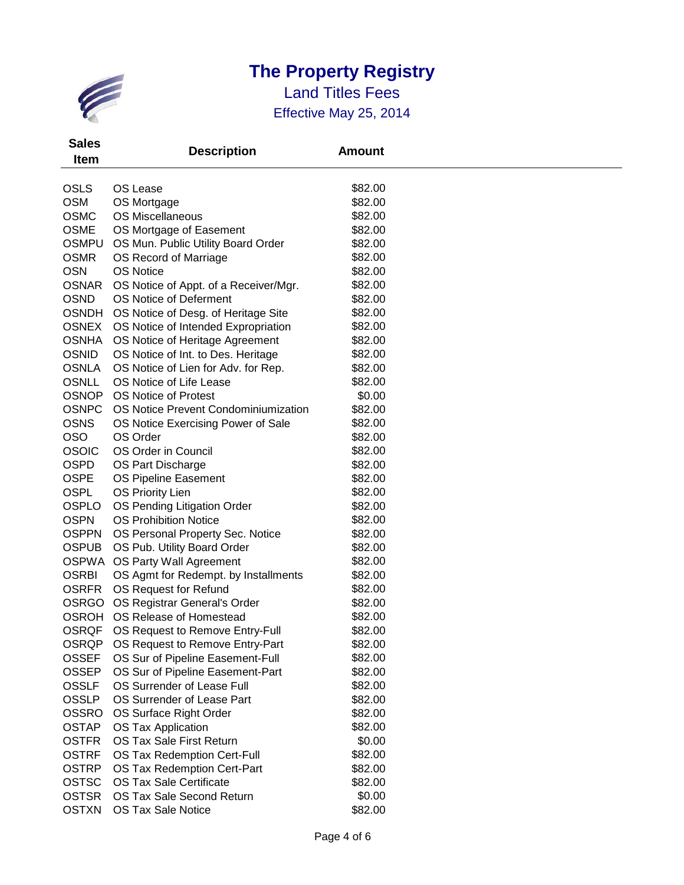# The Property Registry

## Land Titles Fees

### Effective May 25, 2014

| Sales Item | Description | Amount |
|---|---|---|
| OSLS | OS Lease | $82.00 |
| OSM | OS Mortgage | $82.00 |
| OSMC | OS Miscellaneous | $82.00 |
| OSME | OS Mortgage of Easement | $82.00 |
| OSMPU | OS Mun. Public Utility Board Order | $82.00 |
| OSMR | OS Record of Marriage | $82.00 |
| OSN | OS Notice | $82.00 |
| OSNAR | OS Notice of Appt. of a Receiver/Mgr. | $82.00 |
| OSND | OS Notice of Deferment | $82.00 |
| OSNDH | OS Notice of Desg. of Heritage Site | $82.00 |
| OSNEX | OS Notice of Intended Expropriation | $82.00 |
| OSNHA | OS Notice of Heritage Agreement | $82.00 |
| OSNID | OS Notice of Int. to Des. Heritage | $82.00 |
| OSNLA | OS Notice of Lien for Adv. for Rep. | $82.00 |
| OSNLL | OS Notice of Life Lease | $82.00 |
| OSNOP | OS Notice of Protest | $0.00 |
| OSNPC | OS Notice Prevent Condominiumization | $82.00 |
| OSNS | OS Notice Exercising Power of Sale | $82.00 |
| OSO | OS Order | $82.00 |
| OSOIC | OS Order in Council | $82.00 |
| OSPD | OS Part Discharge | $82.00 |
| OSPE | OS Pipeline Easement | $82.00 |
| OSPL | OS Priority Lien | $82.00 |
| OSPLO | OS Pending Litigation Order | $82.00 |
| OSPN | OS Prohibition Notice | $82.00 |
| OSPPN | OS Personal Property Sec. Notice | $82.00 |
| OSPUB | OS Pub. Utility Board Order | $82.00 |
| OSPWA | OS Party Wall Agreement | $82.00 |
| OSRBI | OS Agmt for Redempt. by Installments | $82.00 |
| OSRFR | OS Request for Refund | $82.00 |
| OSRGO | OS Registrar General's Order | $82.00 |
| OSROH | OS Release of Homestead | $82.00 |
| OSRQF | OS Request to Remove Entry-Full | $82.00 |
| OSRQP | OS Request to Remove Entry-Part | $82.00 |
| OSSEF | OS Sur of Pipeline Easement-Full | $82.00 |
| OSSEP | OS Sur of Pipeline Easement-Part | $82.00 |
| OSSLF | OS Surrender of Lease Full | $82.00 |
| OSSLP | OS Surrender of Lease Part | $82.00 |
| OSSRO | OS Surface Right Order | $82.00 |
| OSTAP | OS Tax Application | $82.00 |
| OSTFR | OS Tax Sale First Return | $0.00 |
| OSTRF | OS Tax Redemption Cert-Full | $82.00 |
| OSTRP | OS Tax Redemption Cert-Part | $82.00 |
| OSTSC | OS Tax Sale Certificate | $82.00 |
| OSTSR | OS Tax Sale Second Return | $0.00 |
| OSTXN | OS Tax Sale Notice | $82.00 |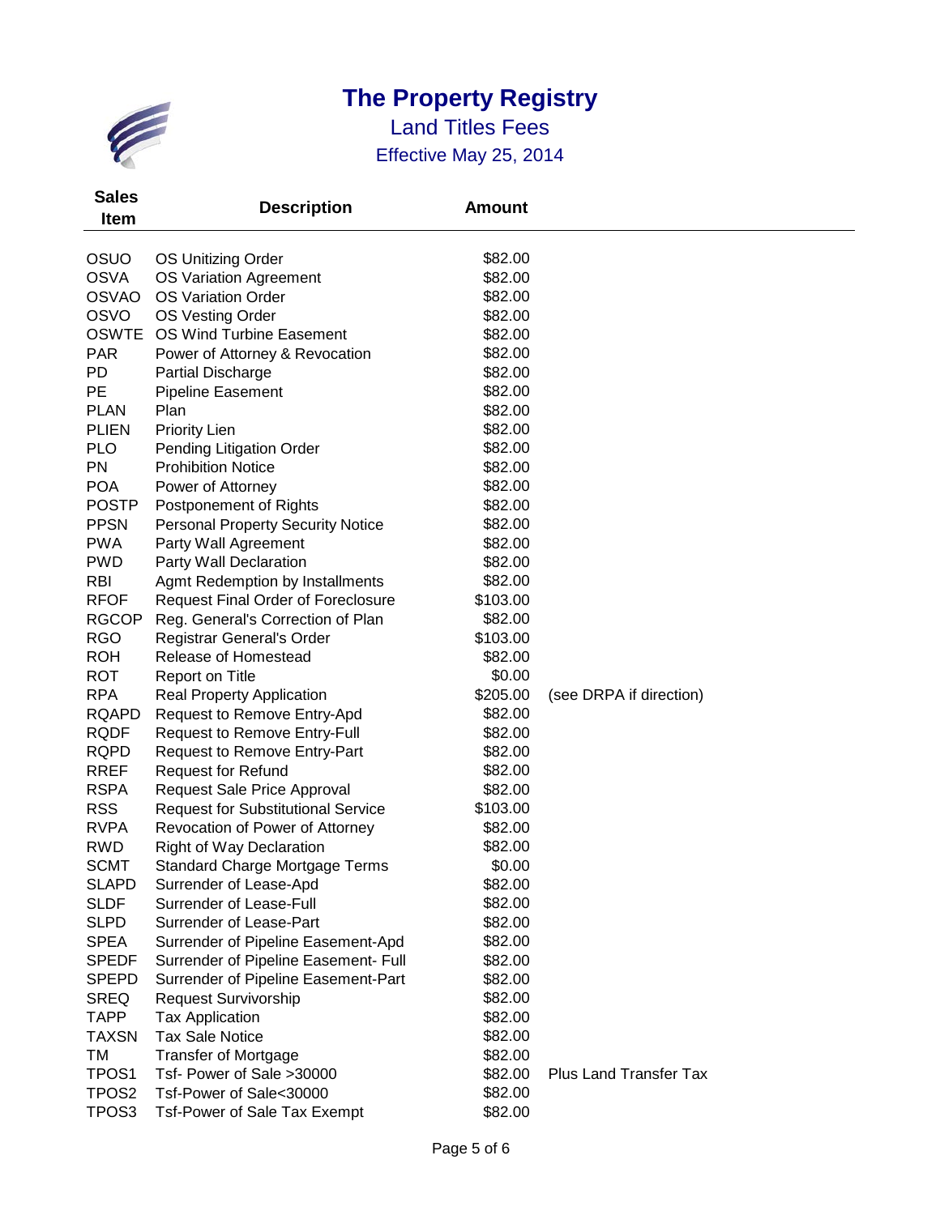# The Property Registry

## Land Titles Fees

### Effective May 25, 2014

| Sales Item | Description | Amount | |
|---|---|---|---|
| OSUO | OS Unitizing Order | $82.00 | |
| OSVA | OS Variation Agreement | $82.00 | |
| OSVAO | OS Variation Order | $82.00 | |
| OSVO | OS Vesting Order | $82.00 | |
| OSWTE | OS Wind Turbine Easement | $82.00 | |
| PAR | Power of Attorney & Revocation | $82.00 | |
| PD | Partial Discharge | $82.00 | |
| PE | Pipeline Easement | $82.00 | |
| PLAN | Plan | $82.00 | |
| PLIEN | Priority Lien | $82.00 | |
| PLO | Pending Litigation Order | $82.00 | |
| PN | Prohibition Notice | $82.00 | |
| POA | Power of Attorney | $82.00 | |
| POSTP | Postponement of Rights | $82.00 | |
| PPSN | Personal Property Security Notice | $82.00 | |
| PWA | Party Wall Agreement | $82.00 | |
| PWD | Party Wall Declaration | $82.00 | |
| RBI | Agmt Redemption by Installments | $82.00 | |
| RFOF | Request Final Order of Foreclosure | $103.00 | |
| RGCOP | Reg. General's Correction of Plan | $82.00 | |
| RGO | Registrar General's Order | $103.00 | |
| ROH | Release of Homestead | $82.00 | |
| ROT | Report on Title | $0.00 | |
| RPA | Real Property Application | $205.00 | (see DRPA if direction) |
| RQAPD | Request to Remove Entry-Apd | $82.00 | |
| RQDF | Request to Remove Entry-Full | $82.00 | |
| RQPD | Request to Remove Entry-Part | $82.00 | |
| RREF | Request for Refund | $82.00 | |
| RSPA | Request Sale Price Approval | $82.00 | |
| RSS | Request for Substitutional Service | $103.00 | |
| RVPA | Revocation of Power of Attorney | $82.00 | |
| RWD | Right of Way Declaration | $82.00 | |
| SCMT | Standard Charge Mortgage Terms | $0.00 | |
| SLAPD | Surrender of Lease-Apd | $82.00 | |
| SLDF | Surrender of Lease-Full | $82.00 | |
| SLPD | Surrender of Lease-Part | $82.00 | |
| SPEA | Surrender of Pipeline Easement-Apd | $82.00 | |
| SPEDF | Surrender of Pipeline Easement- Full | $82.00 | |
| SPEPD | Surrender of Pipeline Easement-Part | $82.00 | |
| SREQ | Request Survivorship | $82.00 | |
| TAPP | Tax Application | $82.00 | |
| TAXSN | Tax Sale Notice | $82.00 | |
| TM | Transfer of Mortgage | $82.00 | |
| TPOS1 | Tsf- Power of Sale >30000 | $82.00 | Plus Land Transfer Tax |
| TPOS2 | Tsf-Power of Sale<30000 | $82.00 | |
| TPOS3 | Tsf-Power of Sale Tax Exempt | $82.00 | |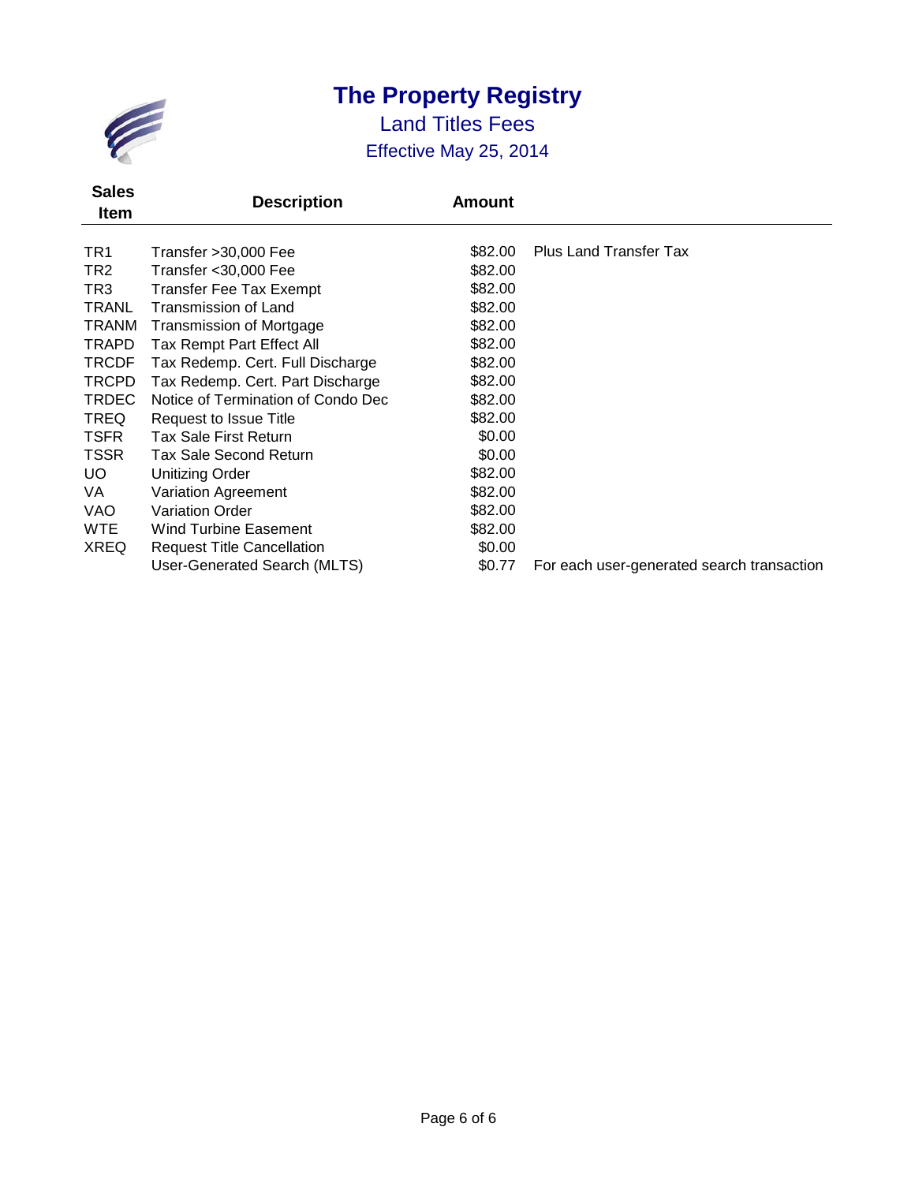# The Property Registry

## Land Titles Fees

### Effective May 25, 2014

| Sales Item | Description | Amount | |
|---|---|---|---|
| TR1 | Transfer >30,000 Fee | $82.00 | Plus Land Transfer Tax |
| TR2 | Transfer <30,000 Fee | $82.00 | |
| TR3 | Transfer Fee Tax Exempt | $82.00 | |
| TRANL | Transmission of Land | $82.00 | |
| TRANM | Transmission of Mortgage | $82.00 | |
| TRAPD | Tax Rempt Part Effect All | $82.00 | |
| TRCDF | Tax Redemp. Cert. Full Discharge | $82.00 | |
| TRCPD | Tax Redemp. Cert. Part Discharge | $82.00 | |
| TRDEC | Notice of Termination of Condo Dec | $82.00 | |
| TREQ | Request to Issue Title | $82.00 | |
| TSFR | Tax Sale First Return | $0.00 | |
| TSSR | Tax Sale Second Return | $0.00 | |
| UO | Unitizing Order | $82.00 | |
| VA | Variation Agreement | $82.00 | |
| VAO | Variation Order | $82.00 | |
| WTE | Wind Turbine Easement | $82.00 | |
| XREQ | Request Title Cancellation | $0.00 | |
| | User-Generated Search (MLTS) | $0.77 | For each user-generated search transaction |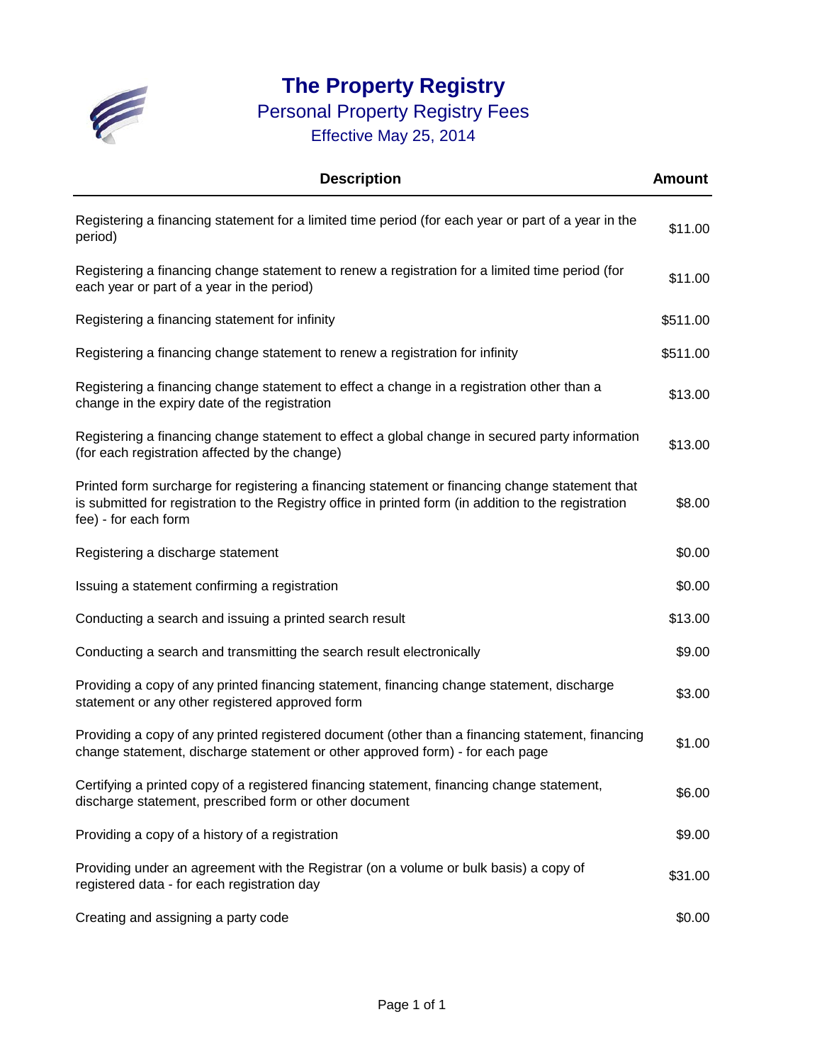# The Property Registry

## Personal Property Registry Fees

### Effective May 25, 2014

| Description | Amount |
|---|---|
| Registering a financing statement for a limited time period (for each year or part of a year in the period) | $11.00 |
| Registering a financing change statement to renew a registration for a limited time period (for each year or part of a year in the period) | $11.00 |
| Registering a financing statement for infinity | $511.00 |
| Registering a financing change statement to renew a registration for infinity | $511.00 |
| Registering a financing change statement to effect a change in a registration other than a change in the expiry date of the registration | $13.00 |
| Registering a financing change statement to effect a global change in secured party information (for each registration affected by the change) | $13.00 |
| Printed form surcharge for registering a financing statement or financing change statement that is submitted for registration to the Registry office in printed form (in addition to the registration fee) - for each form | $8.00 |
| Registering a discharge statement | $0.00 |
| Issuing a statement confirming a registration | $0.00 |
| Conducting a search and issuing a printed search result | $13.00 |
| Conducting a search and transmitting the search result electronically | $9.00 |
| Providing a copy of any printed financing statement, financing change statement, discharge statement or any other registered approved form | $3.00 |
| Providing a copy of any printed registered document (other than a financing statement, financing change statement, discharge statement or other approved form) - for each page | $1.00 |
| Certifying a printed copy of a registered financing statement, financing change statement, discharge statement, prescribed form or other document | $6.00 |
| Providing a copy of a history of a registration | $9.00 |
| Providing under an agreement with the Registrar (on a volume or bulk basis) a copy of registered data - for each registration day | $31.00 |
| Creating and assigning a party code | $0.00 |